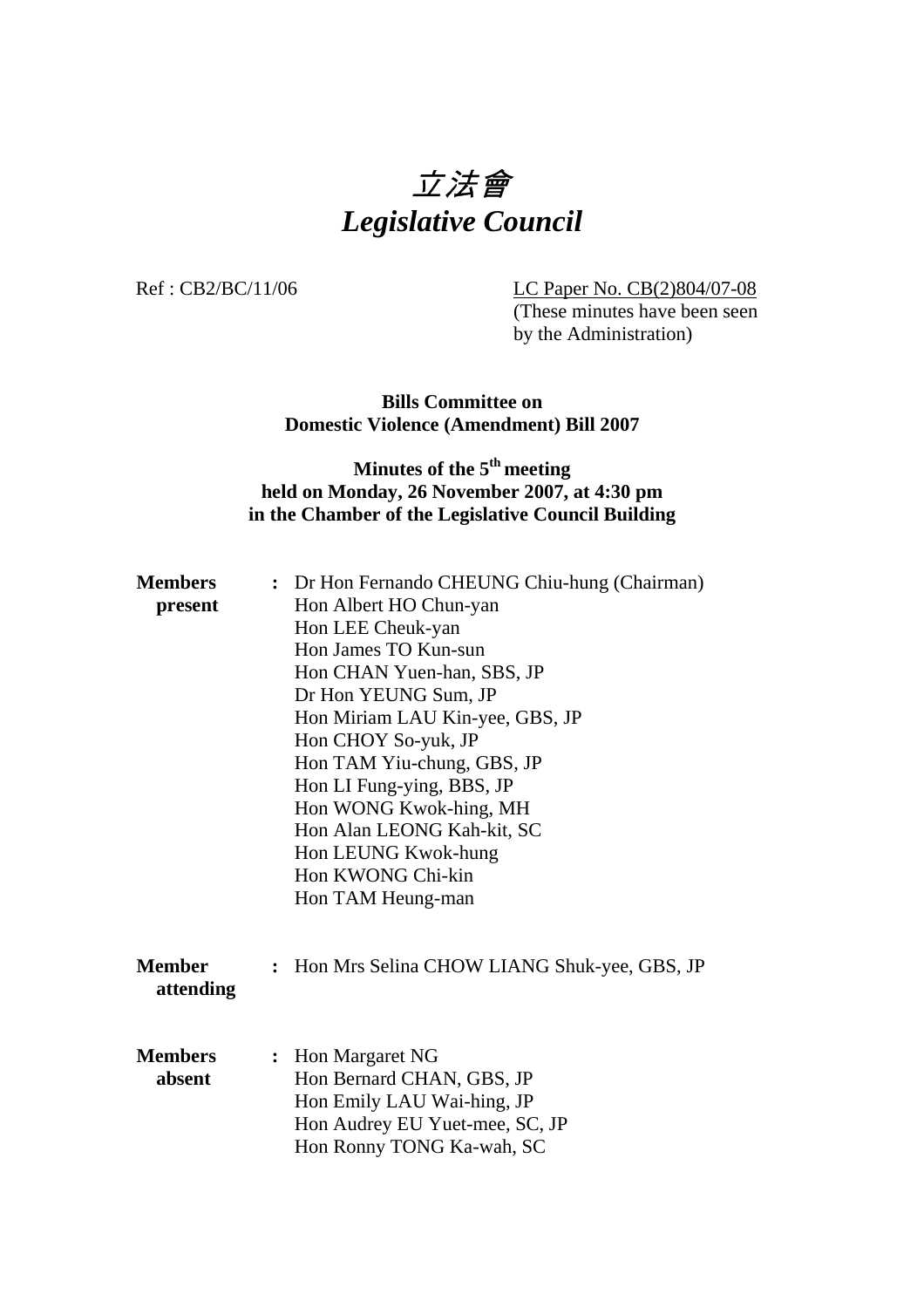# 立法會
# *Legislative Council*

Ref : CB2/BC/11/06

LC Paper No. CB(2)804/07-08
(These minutes have been seen by the Administration)

**Bills Committee on**
**Domestic Violence (Amendment) Bill 2007**

**Minutes of the 5th meeting**
**held on Monday, 26 November 2007, at 4:30 pm**
**in the Chamber of the Legislative Council Building**

**Members present** : Dr Hon Fernando CHEUNG Chiu-hung (Chairman)
Hon Albert HO Chun-yan
Hon LEE Cheuk-yan
Hon James TO Kun-sun
Hon CHAN Yuen-han, SBS, JP
Dr Hon YEUNG Sum, JP
Hon Miriam LAU Kin-yee, GBS, JP
Hon CHOY So-yuk, JP
Hon TAM Yiu-chung, GBS, JP
Hon LI Fung-ying, BBS, JP
Hon WONG Kwok-hing, MH
Hon Alan LEONG Kah-kit, SC
Hon LEUNG Kwok-hung
Hon KWONG Chi-kin
Hon TAM Heung-man

**Member attending** : Hon Mrs Selina CHOW LIANG Shuk-yee, GBS, JP

**Members absent** : Hon Margaret NG
Hon Bernard CHAN, GBS, JP
Hon Emily LAU Wai-hing, JP
Hon Audrey EU Yuet-mee, SC, JP
Hon Ronny TONG Ka-wah, SC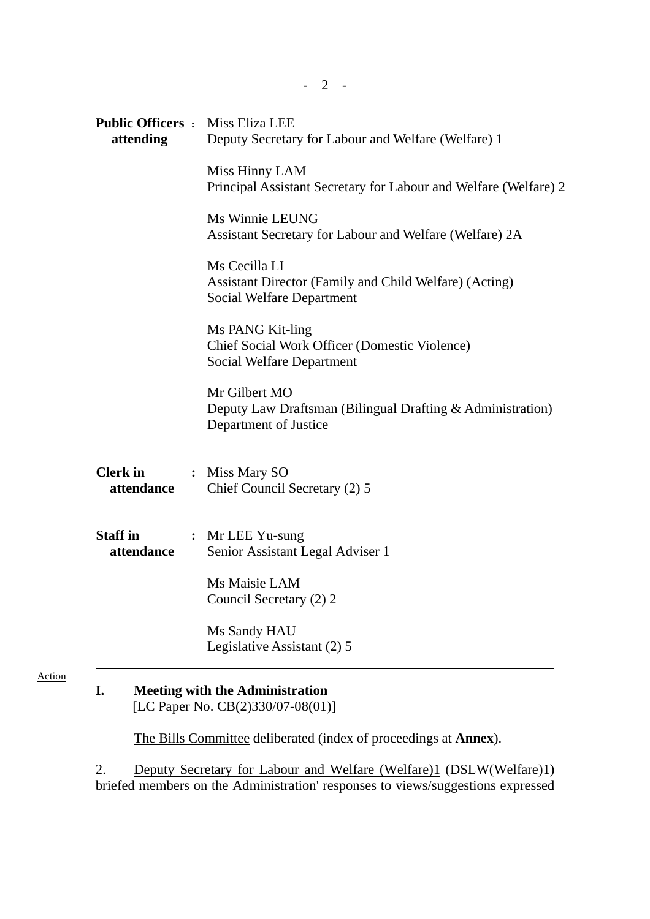| | | |
|---|---|---|
| **Public Officers attending** | : | Miss Eliza LEE<br>Deputy Secretary for Labour and Welfare (Welfare) 1<br><br>Miss Hinny LAM<br>Principal Assistant Secretary for Labour and Welfare (Welfare) 2<br><br>Ms Winnie LEUNG<br>Assistant Secretary for Labour and Welfare (Welfare) 2A<br><br>Ms Cecilla LI<br>Assistant Director (Family and Child Welfare) (Acting)<br>Social Welfare Department<br><br>Ms PANG Kit-ling<br>Chief Social Work Officer (Domestic Violence)<br>Social Welfare Department<br><br>Mr Gilbert MO<br>Deputy Law Draftsman (Bilingual Drafting & Administration)<br>Department of Justice |
| **Clerk in attendance** | : | Miss Mary SO<br>Chief Council Secretary (2) 5 |
| **Staff in attendance** | : | Mr LEE Yu-sung<br>Senior Assistant Legal Adviser 1<br><br>Ms Maisie LAM<br>Council Secretary (2) 2<br><br>Ms Sandy HAU<br>Legislative Assistant (2) 5 |

---

Action

**I. Meeting with the Administration**
[LC Paper No. CB(2)330/07-08(01)]

The Bills Committee deliberated (index of proceedings at **Annex**).

2. Deputy Secretary for Labour and Welfare (Welfare)1 (DSLW(Welfare)1) briefed members on the Administration' responses to views/suggestions expressed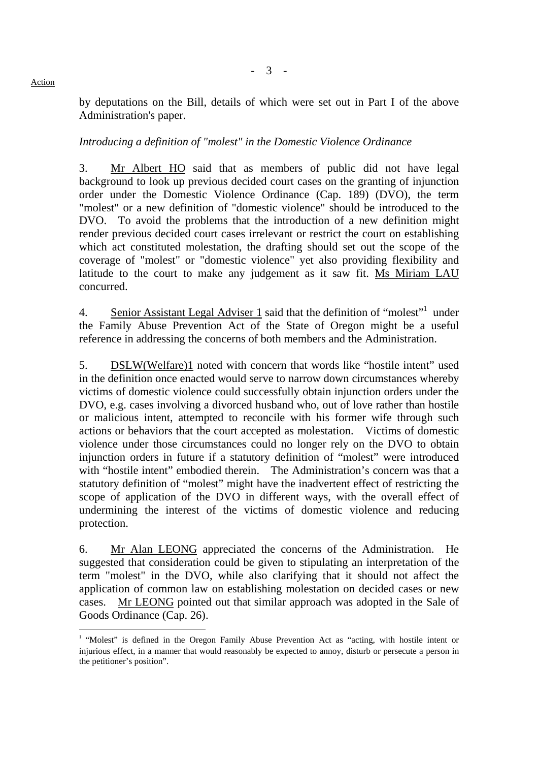by deputations on the Bill, details of which were set out in Part I of the above Administration's paper.

*Introducing a definition of "molest" in the Domestic Violence Ordinance*

3. Mr Albert HO said that as members of public did not have legal background to look up previous decided court cases on the granting of injunction order under the Domestic Violence Ordinance (Cap. 189) (DVO), the term "molest" or a new definition of "domestic violence" should be introduced to the DVO. To avoid the problems that the introduction of a new definition might render previous decided court cases irrelevant or restrict the court on establishing which act constituted molestation, the drafting should set out the scope of the coverage of "molest" or "domestic violence" yet also providing flexibility and latitude to the court to make any judgement as it saw fit. Ms Miriam LAU concurred.

4. Senior Assistant Legal Adviser 1 said that the definition of "molest"[1] under the Family Abuse Prevention Act of the State of Oregon might be a useful reference in addressing the concerns of both members and the Administration.

5. DSLW(Welfare)1 noted with concern that words like "hostile intent" used in the definition once enacted would serve to narrow down circumstances whereby victims of domestic violence could successfully obtain injunction orders under the DVO, e.g. cases involving a divorced husband who, out of love rather than hostile or malicious intent, attempted to reconcile with his former wife through such actions or behaviors that the court accepted as molestation. Victims of domestic violence under those circumstances could no longer rely on the DVO to obtain injunction orders in future if a statutory definition of "molest" were introduced with "hostile intent" embodied therein. The Administration's concern was that a statutory definition of "molest" might have the inadvertent effect of restricting the scope of application of the DVO in different ways, with the overall effect of undermining the interest of the victims of domestic violence and reducing protection.

6. Mr Alan LEONG appreciated the concerns of the Administration. He suggested that consideration could be given to stipulating an interpretation of the term "molest" in the DVO, while also clarifying that it should not affect the application of common law on establishing molestation on decided cases or new cases. Mr LEONG pointed out that similar approach was adopted in the Sale of Goods Ordinance (Cap. 26).

---

[1] "Molest" is defined in the Oregon Family Abuse Prevention Act as "acting, with hostile intent or injurious effect, in a manner that would reasonably be expected to annoy, disturb or persecute a person in the petitioner's position".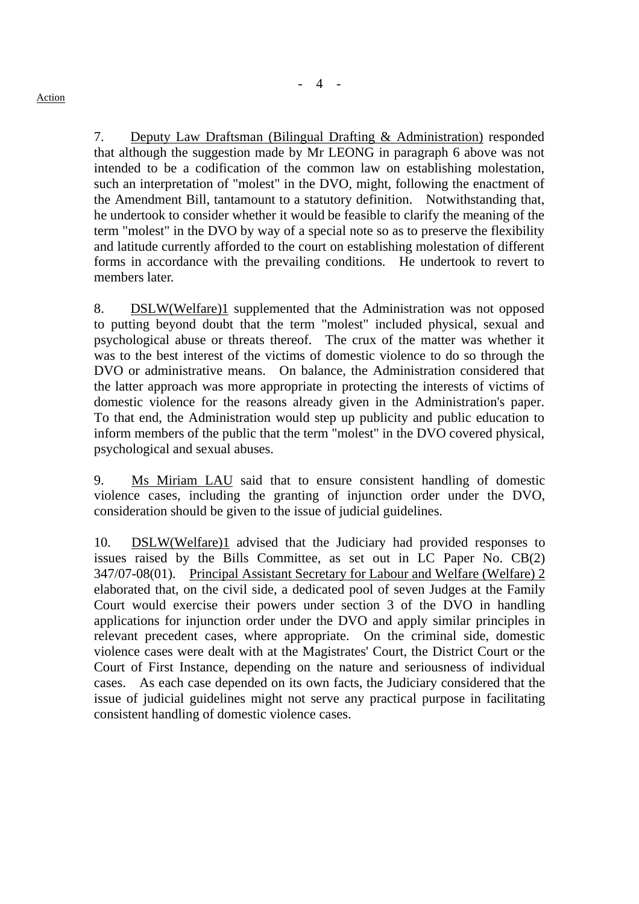Action

7. Deputy Law Draftsman (Bilingual Drafting & Administration) responded that although the suggestion made by Mr LEONG in paragraph 6 above was not intended to be a codification of the common law on establishing molestation, such an interpretation of "molest" in the DVO, might, following the enactment of the Amendment Bill, tantamount to a statutory definition. Notwithstanding that, he undertook to consider whether it would be feasible to clarify the meaning of the term "molest" in the DVO by way of a special note so as to preserve the flexibility and latitude currently afforded to the court on establishing molestation of different forms in accordance with the prevailing conditions. He undertook to revert to members later.

8. DSLW(Welfare)1 supplemented that the Administration was not opposed to putting beyond doubt that the term "molest" included physical, sexual and psychological abuse or threats thereof. The crux of the matter was whether it was to the best interest of the victims of domestic violence to do so through the DVO or administrative means. On balance, the Administration considered that the latter approach was more appropriate in protecting the interests of victims of domestic violence for the reasons already given in the Administration's paper. To that end, the Administration would step up publicity and public education to inform members of the public that the term "molest" in the DVO covered physical, psychological and sexual abuses.

9. Ms Miriam LAU said that to ensure consistent handling of domestic violence cases, including the granting of injunction order under the DVO, consideration should be given to the issue of judicial guidelines.

10. DSLW(Welfare)1 advised that the Judiciary had provided responses to issues raised by the Bills Committee, as set out in LC Paper No. CB(2) 347/07-08(01). Principal Assistant Secretary for Labour and Welfare (Welfare) 2 elaborated that, on the civil side, a dedicated pool of seven Judges at the Family Court would exercise their powers under section 3 of the DVO in handling applications for injunction order under the DVO and apply similar principles in relevant precedent cases, where appropriate. On the criminal side, domestic violence cases were dealt with at the Magistrates' Court, the District Court or the Court of First Instance, depending on the nature and seriousness of individual cases. As each case depended on its own facts, the Judiciary considered that the issue of judicial guidelines might not serve any practical purpose in facilitating consistent handling of domestic violence cases.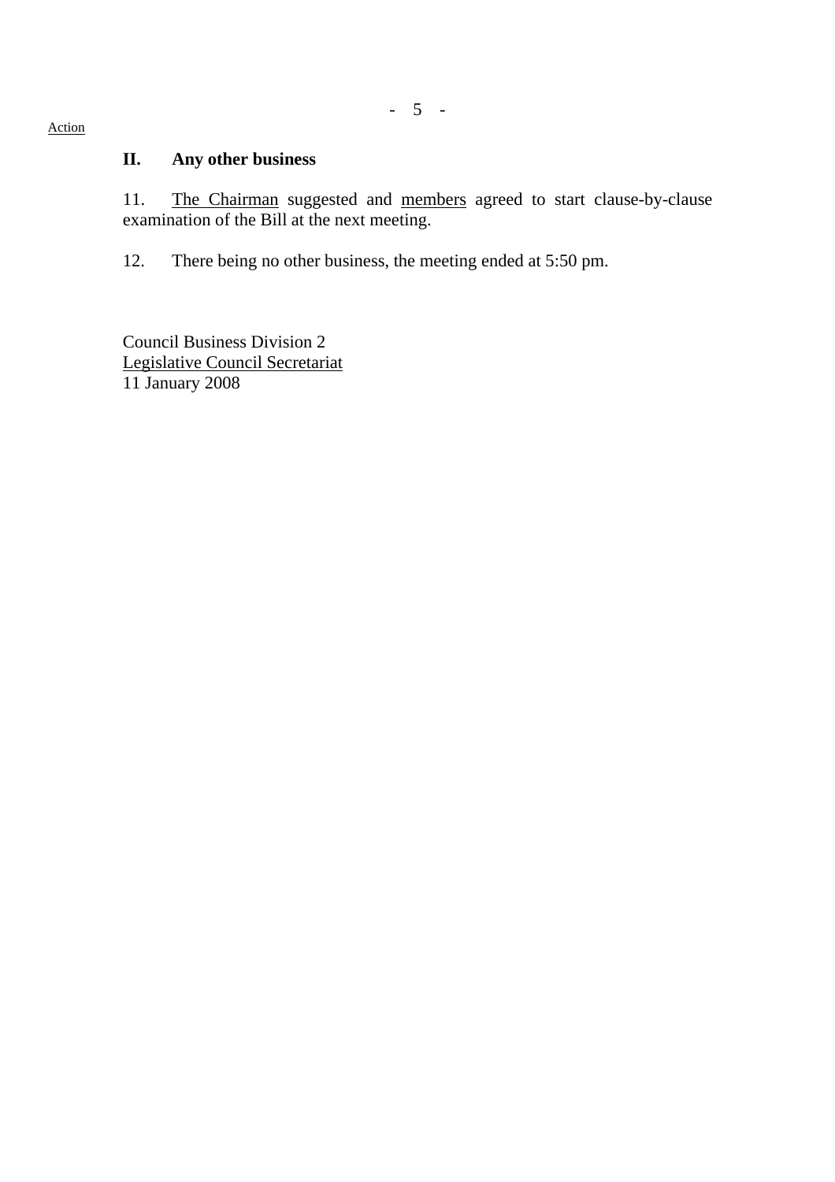Action

## II. Any other business

11. The Chairman suggested and members agreed to start clause-by-clause examination of the Bill at the next meeting.

12. There being no other business, the meeting ended at 5:50 pm.

Council Business Division 2
Legislative Council Secretariat
11 January 2008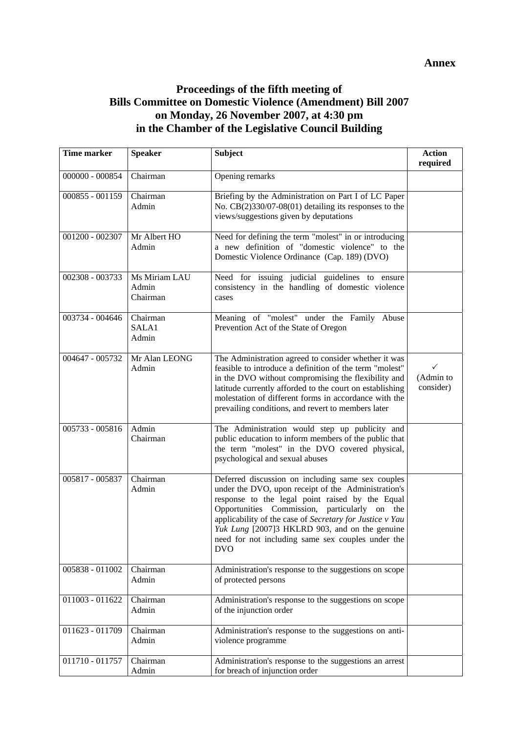**Annex**

# Proceedings of the fifth meeting of Bills Committee on Domestic Violence (Amendment) Bill 2007 on Monday, 26 November 2007, at 4:30 pm in the Chamber of the Legislative Council Building

| Time marker | Speaker | Subject | Action required |
|---|---|---|---|
| 000000 - 000854 | Chairman | Opening remarks | |
| 000855 - 001159 | Chairman<br>Admin | Briefing by the Administration on Part I of LC Paper No. CB(2)330/07-08(01) detailing its responses to the views/suggestions given by deputations | |
| 001200 - 002307 | Mr Albert HO<br>Admin | Need for defining the term "molest" in or introducing a new definition of "domestic violence" to the Domestic Violence Ordinance (Cap. 189) (DVO) | |
| 002308 - 003733 | Ms Miriam LAU<br>Admin<br>Chairman | Need for issuing judicial guidelines to ensure consistency in the handling of domestic violence cases | |
| 003734 - 004646 | Chairman<br>SALA1<br>Admin | Meaning of "molest" under the Family Abuse Prevention Act of the State of Oregon | |
| 004647 - 005732 | Mr Alan LEONG<br>Admin | The Administration agreed to consider whether it was feasible to introduce a definition of the term "molest" in the DVO without compromising the flexibility and latitude currently afforded to the court on establishing molestation of different forms in accordance with the prevailing conditions, and revert to members later | ✓<br>(Admin to consider) |
| 005733 - 005816 | Admin<br>Chairman | The Administration would step up publicity and public education to inform members of the public that the term "molest" in the DVO covered physical, psychological and sexual abuses | |
| 005817 - 005837 | Chairman<br>Admin | Deferred discussion on including same sex couples under the DVO, upon receipt of the Administration's response to the legal point raised by the Equal Opportunities Commission, particularly on the applicability of the case of *Secretary for Justice v Yau Yuk Lung* [2007]3 HKLRD 903, and on the genuine need for not including same sex couples under the DVO | |
| 005838 - 011002 | Chairman<br>Admin | Administration's response to the suggestions on scope of protected persons | |
| 011003 - 011622 | Chairman<br>Admin | Administration's response to the suggestions on scope of the injunction order | |
| 011623 - 011709 | Chairman<br>Admin | Administration's response to the suggestions on anti-violence programme | |
| 011710 - 011757 | Chairman<br>Admin | Administration's response to the suggestions an arrest for breach of injunction order | |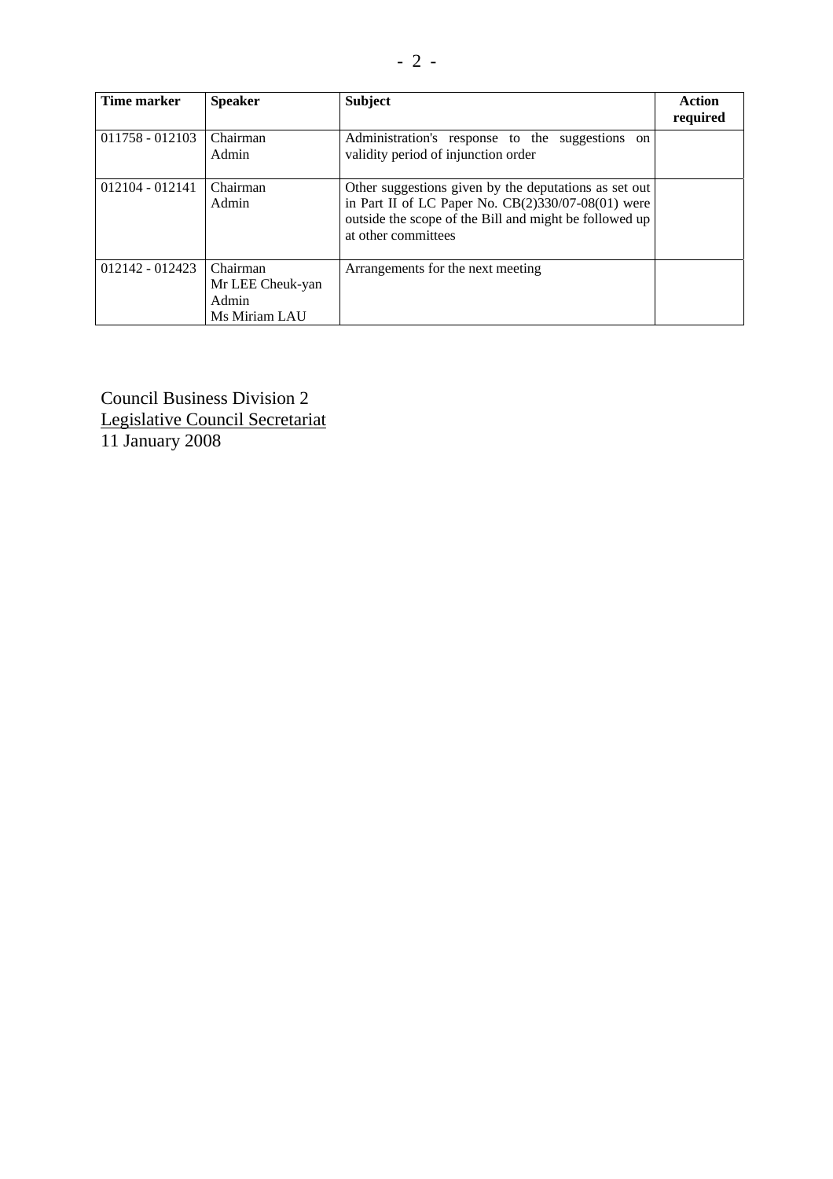| Time marker | Speaker | Subject | Action required |
|---|---|---|---|
| 011758 - 012103 | Chairman<br>Admin | Administration's response to the suggestions on validity period of injunction order | |
| 012104 - 012141 | Chairman<br>Admin | Other suggestions given by the deputations as set out in Part II of LC Paper No. CB(2)330/07-08(01) were outside the scope of the Bill and might be followed up at other committees | |
| 012142 - 012423 | Chairman<br>Mr LEE Cheuk-yan<br>Admin<br>Ms Miriam LAU | Arrangements for the next meeting | |

Council Business Division 2
Legislative Council Secretariat
11 January 2008